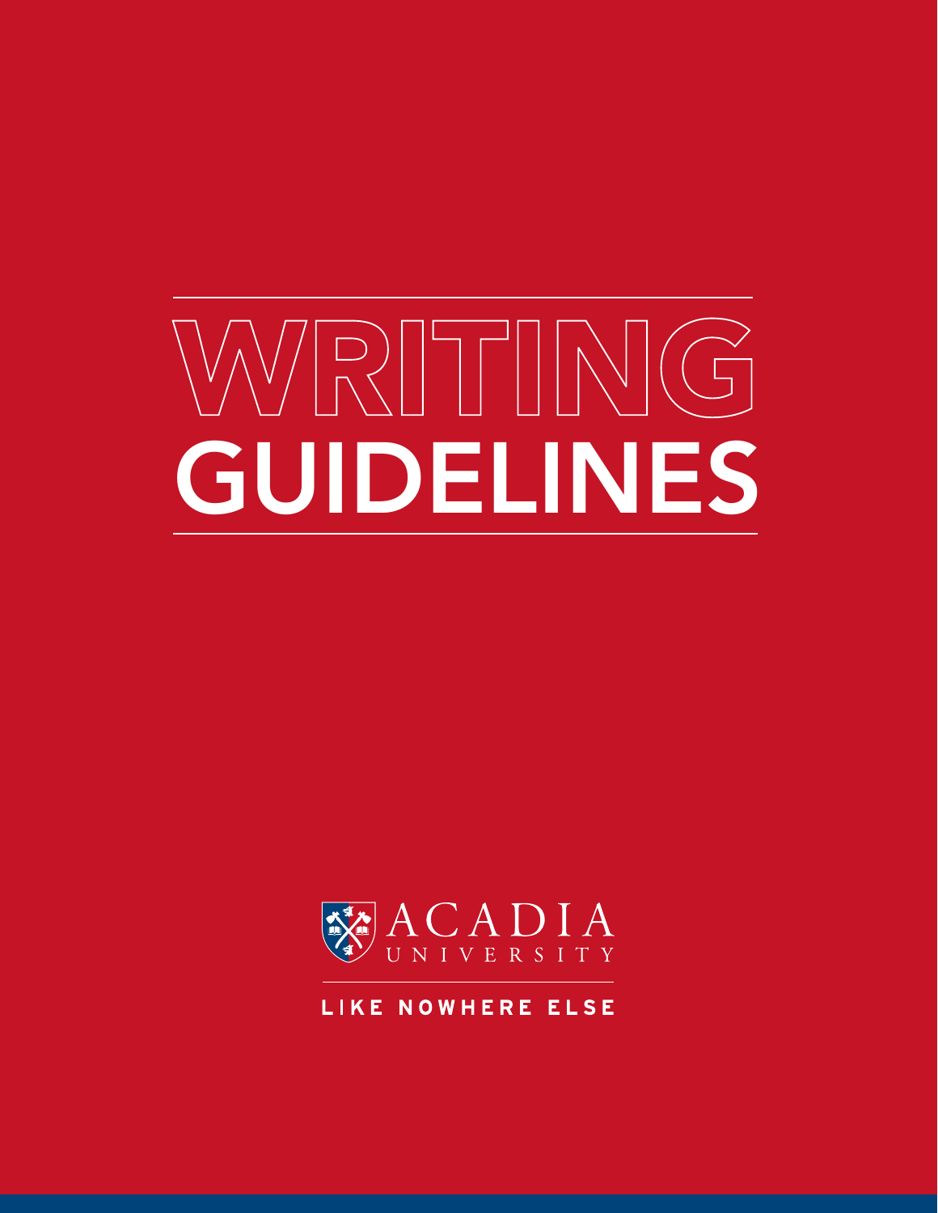# WRITING GUIDELINES

ACADIA UNIVERSITY

LIKE NOWHERE ELSE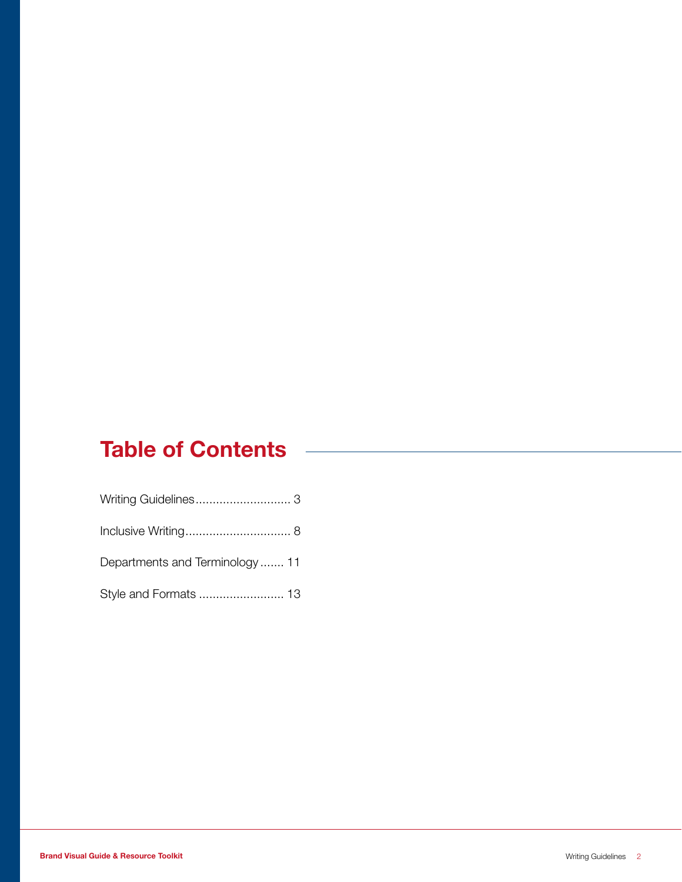# Table of Contents

Writing Guidelines............................ 3

Inclusive Writing............................... 8

Departments and Terminology....... 11

Style and Formats ......................... 13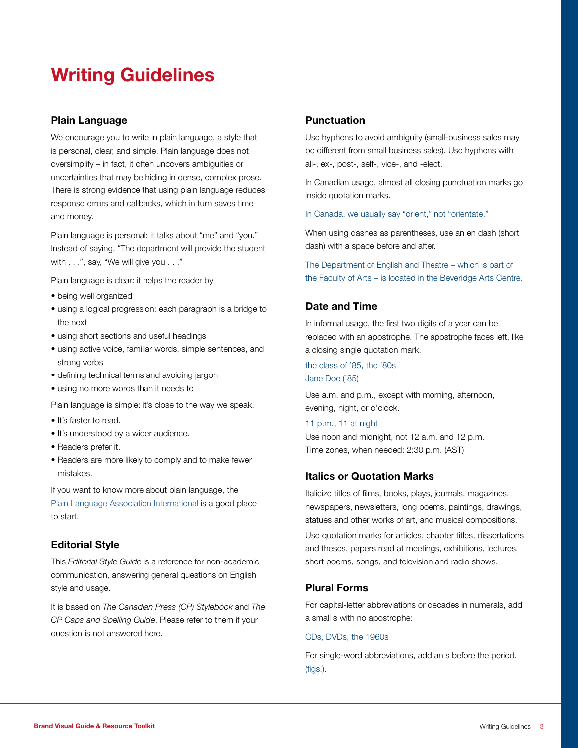# Writing Guidelines

## Plain Language

We encourage you to write in plain language, a style that is personal, clear, and simple. Plain language does not oversimplify – in fact, it often uncovers ambiguities or uncertainties that may be hiding in dense, complex prose. There is strong evidence that using plain language reduces response errors and callbacks, which in turn saves time and money.

Plain language is personal: it talks about "me" and "you." Instead of saying, "The department will provide the student with . . .", say, "We will give you . . ."

Plain language is clear: it helps the reader by

- being well organized
- using a logical progression: each paragraph is a bridge to the next
- using short sections and useful headings
- using active voice, familiar words, simple sentences, and strong verbs
- defining technical terms and avoiding jargon
- using no more words than it needs to

Plain language is simple: it's close to the way we speak.

- It's faster to read.
- It's understood by a wider audience.
- Readers prefer it.
- Readers are more likely to comply and to make fewer mistakes.

If you want to know more about plain language, the Plain Language Association International is a good place to start.

## Editorial Style

This *Editorial Style Guide* is a reference for non-academic communication, answering general questions on English style and usage.

It is based on *The Canadian Press (CP) Stylebook* and *The CP Caps and Spelling Guide*. Please refer to them if your question is not answered here.

## Punctuation

Use hyphens to avoid ambiguity (small-business sales may be different from small business sales). Use hyphens with all-, ex-, post-, self-, vice-, and -elect.

In Canadian usage, almost all closing punctuation marks go inside quotation marks.

In Canada, we usually say "orient," not "orientate."

When using dashes as parentheses, use an en dash (short dash) with a space before and after.

The Department of English and Theatre – which is part of the Faculty of Arts – is located in the Beveridge Arts Centre.

## Date and Time

In informal usage, the first two digits of a year can be replaced with an apostrophe. The apostrophe faces left, like a closing single quotation mark.

the class of '85, the '80s
Jane Doe ('85)

Use a.m. and p.m., except with morning, afternoon, evening, night, or o'clock.

11 p.m., 11 at night

Use noon and midnight, not 12 a.m. and 12 p.m.
Time zones, when needed: 2:30 p.m. (AST)

## Italics or Quotation Marks

Italicize titles of films, books, plays, journals, magazines, newspapers, newsletters, long poems, paintings, drawings, statues and other works of art, and musical compositions.

Use quotation marks for articles, chapter titles, dissertations and theses, papers read at meetings, exhibitions, lectures, short poems, songs, and television and radio shows.

## Plural Forms

For capital-letter abbreviations or decades in numerals, add a small s with no apostrophe:

CDs, DVDs, the 1960s

For single-word abbreviations, add an s before the period. (figs.).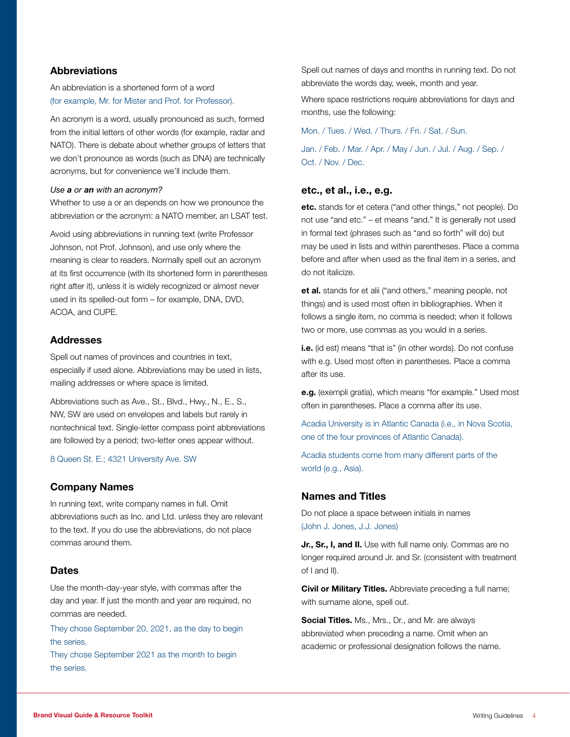## Abbreviations

An abbreviation is a shortened form of a word (for example, Mr. for Mister and Prof. for Professor).

An acronym is a word, usually pronounced as such, formed from the initial letters of other words (for example, radar and NATO). There is debate about whether groups of letters that we don't pronounce as words (such as DNA) are technically acronyms, but for convenience we'll include them.

*Use **a** or **an** with an acronym?*

Whether to use a or an depends on how we pronounce the abbreviation or the acronym: a NATO member, an LSAT test.

Avoid using abbreviations in running text (write Professor Johnson, not Prof. Johnson), and use only where the meaning is clear to readers. Normally spell out an acronym at its first occurrence (with its shortened form in parentheses right after it), unless it is widely recognized or almost never used in its spelled-out form – for example, DNA, DVD, ACOA, and CUPE.

## Addresses

Spell out names of provinces and countries in text, especially if used alone. Abbreviations may be used in lists, mailing addresses or where space is limited.

Abbreviations such as Ave., St., Blvd., Hwy., N., E., S., NW, SW are used on envelopes and labels but rarely in nontechnical text. Single-letter compass point abbreviations are followed by a period; two-letter ones appear without.

8 Queen St. E.; 4321 University Ave. SW

## Company Names

In running text, write company names in full. Omit abbreviations such as Inc. and Ltd. unless they are relevant to the text. If you do use the abbreviations, do not place commas around them.

## Dates

Use the month-day-year style, with commas after the day and year. If just the month and year are required, no commas are needed.

They chose September 20, 2021, as the day to begin the series.
They chose September 2021 as the month to begin the series.

Spell out names of days and months in running text. Do not abbreviate the words day, week, month and year.

Where space restrictions require abbreviations for days and months, use the following:

Mon. / Tues. / Wed. / Thurs. / Fri. / Sat. / Sun.

Jan. / Feb. / Mar. / Apr. / May / Jun. / Jul. / Aug. / Sep. / Oct. / Nov. / Dec.

## etc., et al., i.e., e.g.

**etc.** stands for et cetera ("and other things," not people). Do not use "and etc." – et means "and." It is generally not used in formal text (phrases such as "and so forth" will do) but may be used in lists and within parentheses. Place a comma before and after when used as the final item in a series, and do not italicize.

**et al.** stands for et alii ("and others," meaning people, not things) and is used most often in bibliographies. When it follows a single item, no comma is needed; when it follows two or more, use commas as you would in a series.

**i.e.** (id est) means "that is" (in other words). Do not confuse with e.g. Used most often in parentheses. Place a comma after its use.

**e.g.** (exempli gratia), which means "for example." Used most often in parentheses. Place a comma after its use.

Acadia University is in Atlantic Canada (i.e., in Nova Scotia, one of the four provinces of Atlantic Canada).

Acadia students come from many different parts of the world (e.g., Asia).

## Names and Titles

Do not place a space between initials in names (John J. Jones, J.J. Jones)

**Jr., Sr., I, and II.** Use with full name only. Commas are no longer required around Jr. and Sr. (consistent with treatment of I and II).

**Civil or Military Titles.** Abbreviate preceding a full name; with surname alone, spell out.

**Social Titles.** Ms., Mrs., Dr., and Mr. are always abbreviated when preceding a name. Omit when an academic or professional designation follows the name.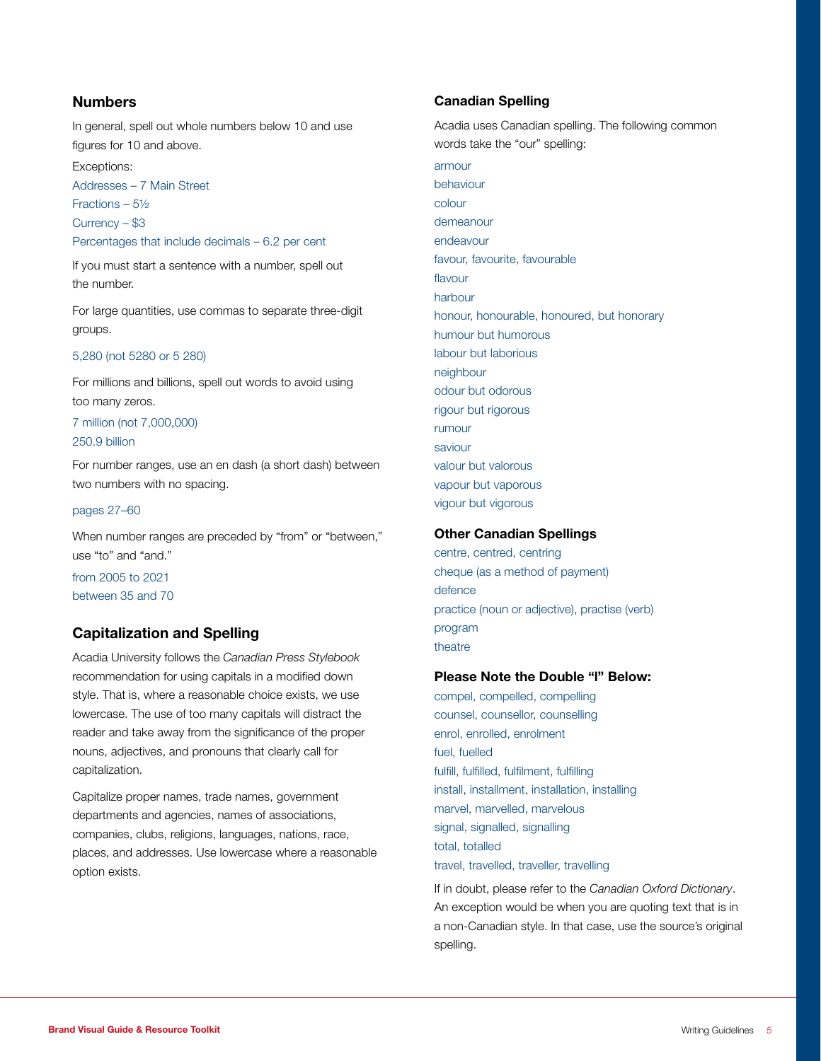## Numbers

In general, spell out whole numbers below 10 and use figures for 10 and above.

Exceptions:

Addresses – 7 Main Street
Fractions – 5½
Currency – $3
Percentages that include decimals – 6.2 per cent

If you must start a sentence with a number, spell out the number.

For large quantities, use commas to separate three-digit groups.

5,280 (not 5280 or 5 280)

For millions and billions, spell out words to avoid using too many zeros.

7 million (not 7,000,000)
250.9 billion

For number ranges, use an en dash (a short dash) between two numbers with no spacing.

pages 27–60

When number ranges are preceded by "from" or "between," use "to" and "and."

from 2005 to 2021
between 35 and 70

## Capitalization and Spelling

Acadia University follows the *Canadian Press Stylebook* recommendation for using capitals in a modified down style. That is, where a reasonable choice exists, we use lowercase. The use of too many capitals will distract the reader and take away from the significance of the proper nouns, adjectives, and pronouns that clearly call for capitalization.

Capitalize proper names, trade names, government departments and agencies, names of associations, companies, clubs, religions, languages, nations, race, places, and addresses. Use lowercase where a reasonable option exists.

## Canadian Spelling

Acadia uses Canadian spelling. The following common words take the "our" spelling:

armour
behaviour
colour
demeanour
endeavour
favour, favourite, favourable
flavour
harbour
honour, honourable, honoured, but honorary
humour but humorous
labour but laborious
neighbour
odour but odorous
rigour but rigorous
rumour
saviour
valour but valorous
vapour but vaporous
vigour but vigorous

### Other Canadian Spellings

centre, centred, centring
cheque (as a method of payment)
defence
practice (noun or adjective), practise (verb)
program
theatre

### Please Note the Double "l" Below:

compel, compelled, compelling
counsel, counsellor, counselling
enrol, enrolled, enrolment
fuel, fuelled
fulfill, fulfilled, fulfilment, fulfilling
install, installment, installation, installing
marvel, marvelled, marvelous
signal, signalled, signalling
total, totalled
travel, travelled, traveller, travelling

If in doubt, please refer to the *Canadian Oxford Dictionary*. An exception would be when you are quoting text that is in a non-Canadian style. In that case, use the source's original spelling.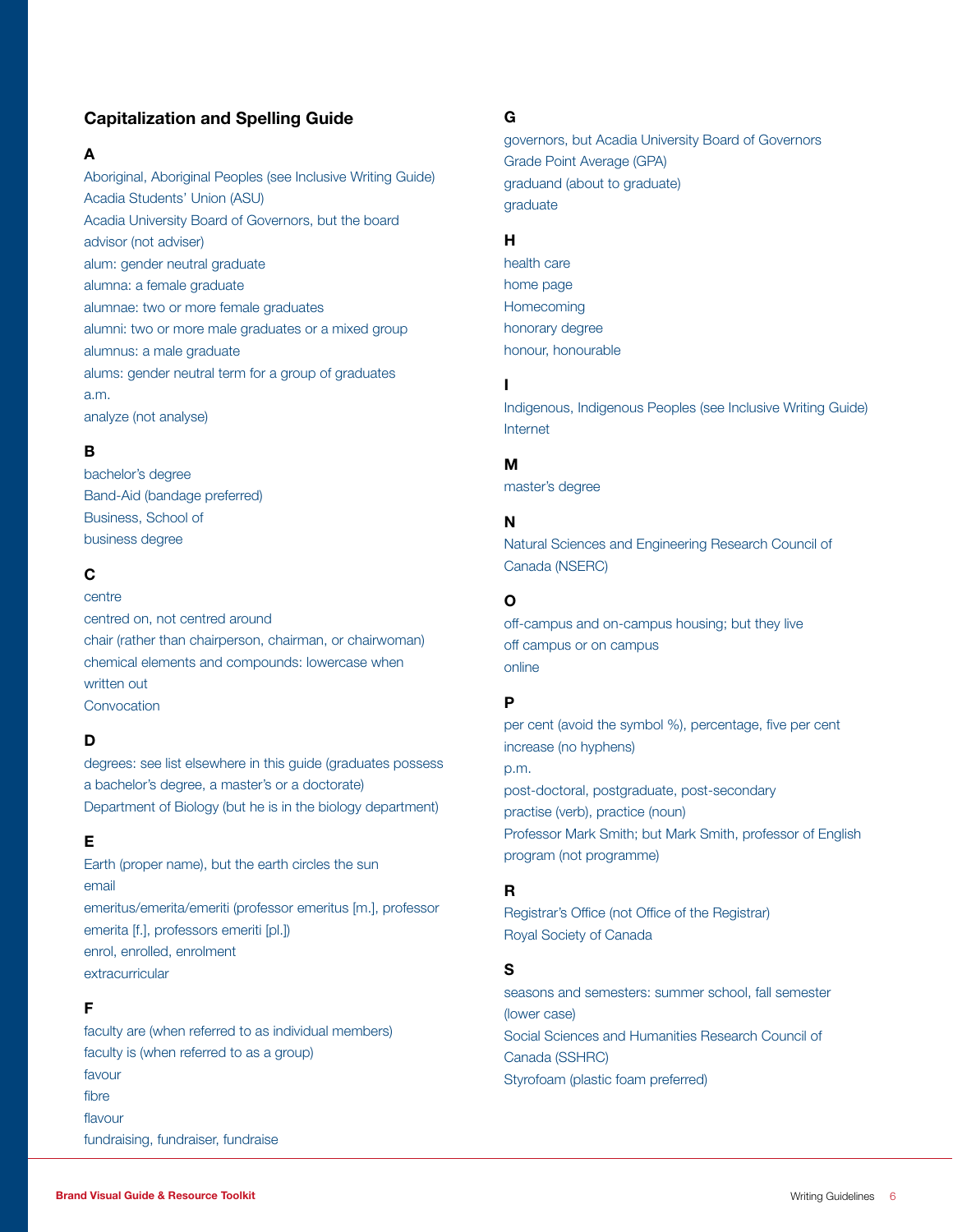## Capitalization and Spelling Guide

### A

Aboriginal, Aboriginal Peoples (see Inclusive Writing Guide)
Acadia Students' Union (ASU)
Acadia University Board of Governors, but the board
advisor (not adviser)
alum: gender neutral graduate
alumna: a female graduate
alumnae: two or more female graduates
alumni: two or more male graduates or a mixed group
alumnus: a male graduate
alums: gender neutral term for a group of graduates
a.m.
analyze (not analyse)

### B

bachelor's degree
Band-Aid (bandage preferred)
Business, School of
business degree

### C

centre
centred on, not centred around
chair (rather than chairperson, chairman, or chairwoman)
chemical elements and compounds: lowercase when written out
Convocation

### D

degrees: see list elsewhere in this guide (graduates possess a bachelor's degree, a master's or a doctorate)
Department of Biology (but he is in the biology department)

### E

Earth (proper name), but the earth circles the sun
email
emeritus/emerita/emeriti (professor emeritus [m.], professor emerita [f.], professors emeriti [pl.])
enrol, enrolled, enrolment
extracurricular

### F

faculty are (when referred to as individual members)
faculty is (when referred to as a group)
favour
fibre
flavour
fundraising, fundraiser, fundraise

### G

governors, but Acadia University Board of Governors
Grade Point Average (GPA)
graduand (about to graduate)
graduate

### H

health care
home page
Homecoming
honorary degree
honour, honourable

### I

Indigenous, Indigenous Peoples (see Inclusive Writing Guide)
Internet

### M

master's degree

### N

Natural Sciences and Engineering Research Council of Canada (NSERC)

### O

off-campus and on-campus housing; but they live off campus or on campus
online

### P

per cent (avoid the symbol %), percentage, five per cent increase (no hyphens)
p.m.
post-doctoral, postgraduate, post-secondary
practise (verb), practice (noun)
Professor Mark Smith; but Mark Smith, professor of English
program (not programme)

### R

Registrar's Office (not Office of the Registrar)
Royal Society of Canada

### S

seasons and semesters: summer school, fall semester (lower case)
Social Sciences and Humanities Research Council of Canada (SSHRC)
Styrofoam (plastic foam preferred)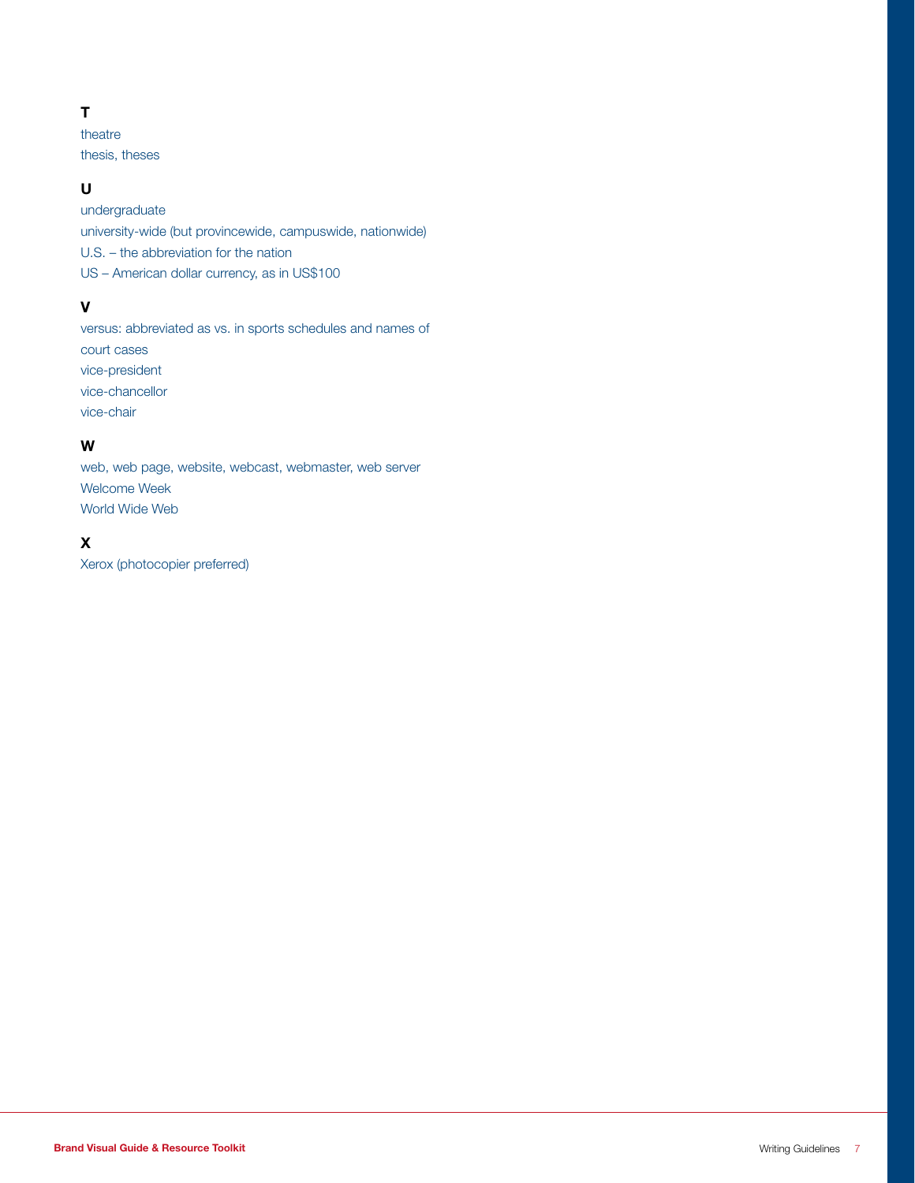**T**

theatre
thesis, theses

**U**

undergraduate
university-wide (but provincewide, campuswide, nationwide)
U.S. – the abbreviation for the nation
US – American dollar currency, as in US$100

**V**

versus: abbreviated as vs. in sports schedules and names of court cases
vice-president
vice-chancellor
vice-chair

**W**

web, web page, website, webcast, webmaster, web server
Welcome Week
World Wide Web

**X**

Xerox (photocopier preferred)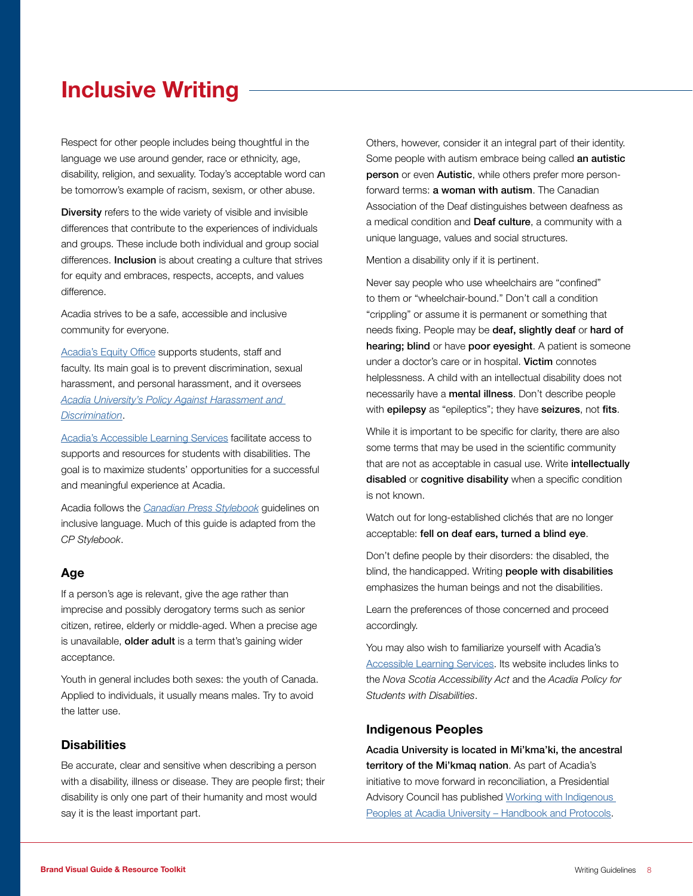# Inclusive Writing

Respect for other people includes being thoughtful in the language we use around gender, race or ethnicity, age, disability, religion, and sexuality. Today's acceptable word can be tomorrow's example of racism, sexism, or other abuse.

**Diversity** refers to the wide variety of visible and invisible differences that contribute to the experiences of individuals and groups. These include both individual and group social differences. **Inclusion** is about creating a culture that strives for equity and embraces, respects, accepts, and values difference.

Acadia strives to be a safe, accessible and inclusive community for everyone.

Acadia's Equity Office supports students, staff and faculty. Its main goal is to prevent discrimination, sexual harassment, and personal harassment, and it oversees *Acadia University's Policy Against Harassment and Discrimination*.

Acadia's Accessible Learning Services facilitate access to supports and resources for students with disabilities. The goal is to maximize students' opportunities for a successful and meaningful experience at Acadia.

Acadia follows the *Canadian Press Stylebook* guidelines on inclusive language. Much of this guide is adapted from the *CP Stylebook*.

## Age

If a person's age is relevant, give the age rather than imprecise and possibly derogatory terms such as senior citizen, retiree, elderly or middle-aged. When a precise age is unavailable, **older adult** is a term that's gaining wider acceptance.

Youth in general includes both sexes: the youth of Canada. Applied to individuals, it usually means males. Try to avoid the latter use.

## Disabilities

Be accurate, clear and sensitive when describing a person with a disability, illness or disease. They are people first; their disability is only one part of their humanity and most would say it is the least important part.

Others, however, consider it an integral part of their identity. Some people with autism embrace being called **an autistic person** or even **Autistic**, while others prefer more person-forward terms: **a woman with autism**. The Canadian Association of the Deaf distinguishes between deafness as a medical condition and **Deaf culture**, a community with a unique language, values and social structures.

Mention a disability only if it is pertinent.

Never say people who use wheelchairs are "confined" to them or "wheelchair-bound." Don't call a condition "crippling" or assume it is permanent or something that needs fixing. People may be **deaf, slightly deaf** or **hard of hearing; blind** or have **poor eyesight**. A patient is someone under a doctor's care or in hospital. **Victim** connotes helplessness. A child with an intellectual disability does not necessarily have a **mental illness**. Don't describe people with **epilepsy** as "epileptics"; they have **seizures**, not **fits**.

While it is important to be specific for clarity, there are also some terms that may be used in the scientific community that are not as acceptable in casual use. Write **intellectually disabled** or **cognitive disability** when a specific condition is not known.

Watch out for long-established clichés that are no longer acceptable: **fell on deaf ears, turned a blind eye**.

Don't define people by their disorders: the disabled, the blind, the handicapped. Writing **people with disabilities** emphasizes the human beings and not the disabilities.

Learn the preferences of those concerned and proceed accordingly.

You may also wish to familiarize yourself with Acadia's Accessible Learning Services. Its website includes links to the *Nova Scotia Accessibility Act* and the *Acadia Policy for Students with Disabilities*.

## Indigenous Peoples

**Acadia University is located in Mi'kma'ki, the ancestral territory of the Mi'kmaq nation.** As part of Acadia's initiative to move forward in reconciliation, a Presidential Advisory Council has published Working with Indigenous Peoples at Acadia University – Handbook and Protocols.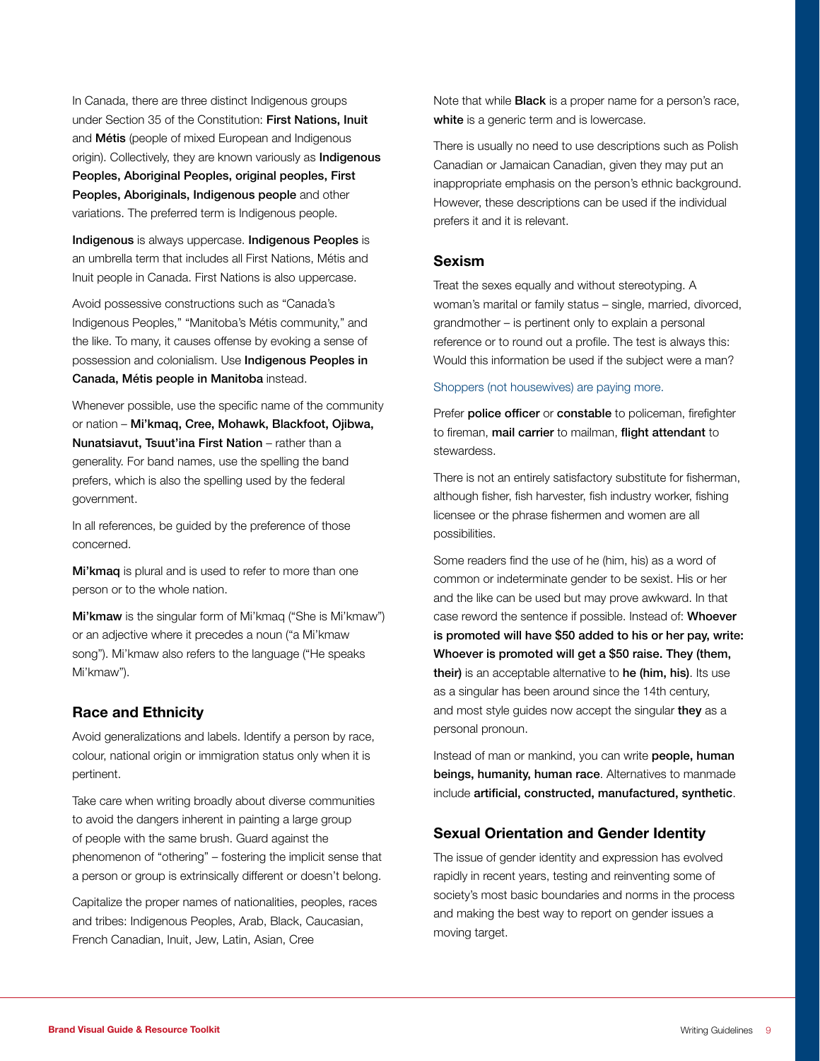In Canada, there are three distinct Indigenous groups under Section 35 of the Constitution: **First Nations, Inuit** and **Métis** (people of mixed European and Indigenous origin). Collectively, they are known variously as **Indigenous Peoples, Aboriginal Peoples, original peoples, First Peoples, Aboriginals, Indigenous people** and other variations. The preferred term is Indigenous people.

**Indigenous** is always uppercase. **Indigenous Peoples** is an umbrella term that includes all First Nations, Métis and Inuit people in Canada. First Nations is also uppercase.

Avoid possessive constructions such as "Canada's Indigenous Peoples," "Manitoba's Métis community," and the like. To many, it causes offense by evoking a sense of possession and colonialism. Use **Indigenous Peoples in Canada, Métis people in Manitoba** instead.

Whenever possible, use the specific name of the community or nation – **Mi'kmaq, Cree, Mohawk, Blackfoot, Ojibwa, Nunatsiavut, Tsuut'ina First Nation** – rather than a generality. For band names, use the spelling the band prefers, which is also the spelling used by the federal government.

In all references, be guided by the preference of those concerned.

**Mi'kmaq** is plural and is used to refer to more than one person or to the whole nation.

**Mi'kmaw** is the singular form of Mi'kmaq ("She is Mi'kmaw") or an adjective where it precedes a noun ("a Mi'kmaw song"). Mi'kmaw also refers to the language ("He speaks Mi'kmaw").

## Race and Ethnicity

Avoid generalizations and labels. Identify a person by race, colour, national origin or immigration status only when it is pertinent.

Take care when writing broadly about diverse communities to avoid the dangers inherent in painting a large group of people with the same brush. Guard against the phenomenon of "othering" – fostering the implicit sense that a person or group is extrinsically different or doesn't belong.

Capitalize the proper names of nationalities, peoples, races and tribes: Indigenous Peoples, Arab, Black, Caucasian, French Canadian, Inuit, Jew, Latin, Asian, Cree

Note that while **Black** is a proper name for a person's race, **white** is a generic term and is lowercase.

There is usually no need to use descriptions such as Polish Canadian or Jamaican Canadian, given they may put an inappropriate emphasis on the person's ethnic background. However, these descriptions can be used if the individual prefers it and it is relevant.

## Sexism

Treat the sexes equally and without stereotyping. A woman's marital or family status – single, married, divorced, grandmother – is pertinent only to explain a personal reference or to round out a profile. The test is always this: Would this information be used if the subject were a man?

Shoppers (not housewives) are paying more.

Prefer **police officer** or **constable** to policeman, firefighter to fireman, **mail carrier** to mailman, **flight attendant** to stewardess.

There is not an entirely satisfactory substitute for fisherman, although fisher, fish harvester, fish industry worker, fishing licensee or the phrase fishermen and women are all possibilities.

Some readers find the use of he (him, his) as a word of common or indeterminate gender to be sexist. His or her and the like can be used but may prove awkward. In that case reword the sentence if possible. Instead of: **Whoever is promoted will have $50 added to his or her pay, write: Whoever is promoted will get a $50 raise. They (them, their)** is an acceptable alternative to **he (him, his)**. Its use as a singular has been around since the 14th century, and most style guides now accept the singular **they** as a personal pronoun.

Instead of man or mankind, you can write **people, human beings, humanity, human race**. Alternatives to manmade include **artificial, constructed, manufactured, synthetic**.

## Sexual Orientation and Gender Identity

The issue of gender identity and expression has evolved rapidly in recent years, testing and reinventing some of society's most basic boundaries and norms in the process and making the best way to report on gender issues a moving target.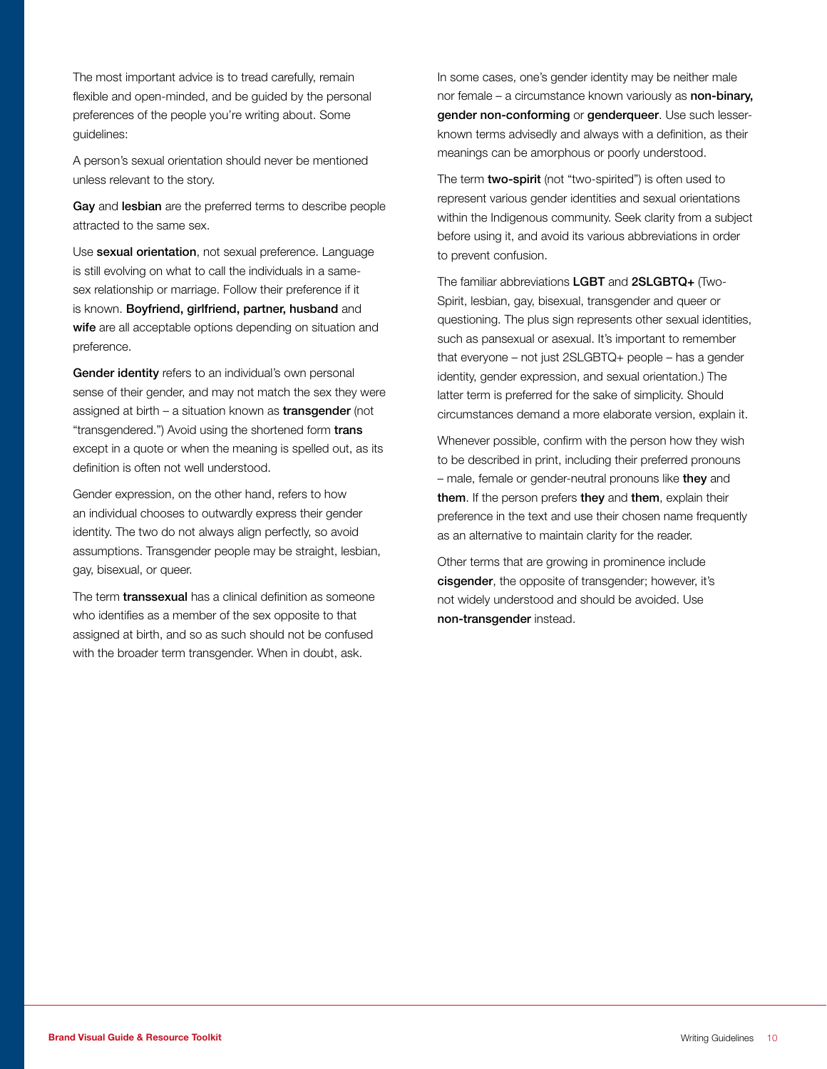The most important advice is to tread carefully, remain flexible and open-minded, and be guided by the personal preferences of the people you're writing about. Some guidelines:

A person's sexual orientation should never be mentioned unless relevant to the story.

**Gay** and **lesbian** are the preferred terms to describe people attracted to the same sex.

Use **sexual orientation**, not sexual preference. Language is still evolving on what to call the individuals in a same-sex relationship or marriage. Follow their preference if it is known. **Boyfriend, girlfriend, partner, husband** and **wife** are all acceptable options depending on situation and preference.

**Gender identity** refers to an individual's own personal sense of their gender, and may not match the sex they were assigned at birth – a situation known as **transgender** (not "transgendered.") Avoid using the shortened form **trans** except in a quote or when the meaning is spelled out, as its definition is often not well understood.

Gender expression, on the other hand, refers to how an individual chooses to outwardly express their gender identity. The two do not always align perfectly, so avoid assumptions. Transgender people may be straight, lesbian, gay, bisexual, or queer.

The term **transsexual** has a clinical definition as someone who identifies as a member of the sex opposite to that assigned at birth, and so as such should not be confused with the broader term transgender. When in doubt, ask.

In some cases, one's gender identity may be neither male nor female – a circumstance known variously as **non-binary, gender non-conforming** or **genderqueer**. Use such lesser-known terms advisedly and always with a definition, as their meanings can be amorphous or poorly understood.

The term **two-spirit** (not "two-spirited") is often used to represent various gender identities and sexual orientations within the Indigenous community. Seek clarity from a subject before using it, and avoid its various abbreviations in order to prevent confusion.

The familiar abbreviations **LGBT** and **2SLGBTQ+** (Two-Spirit, lesbian, gay, bisexual, transgender and queer or questioning. The plus sign represents other sexual identities, such as pansexual or asexual. It's important to remember that everyone – not just 2SLGBTQ+ people – has a gender identity, gender expression, and sexual orientation.) The latter term is preferred for the sake of simplicity. Should circumstances demand a more elaborate version, explain it.

Whenever possible, confirm with the person how they wish to be described in print, including their preferred pronouns – male, female or gender-neutral pronouns like **they** and **them**. If the person prefers **they** and **them**, explain their preference in the text and use their chosen name frequently as an alternative to maintain clarity for the reader.

Other terms that are growing in prominence include **cisgender**, the opposite of transgender; however, it's not widely understood and should be avoided. Use **non-transgender** instead.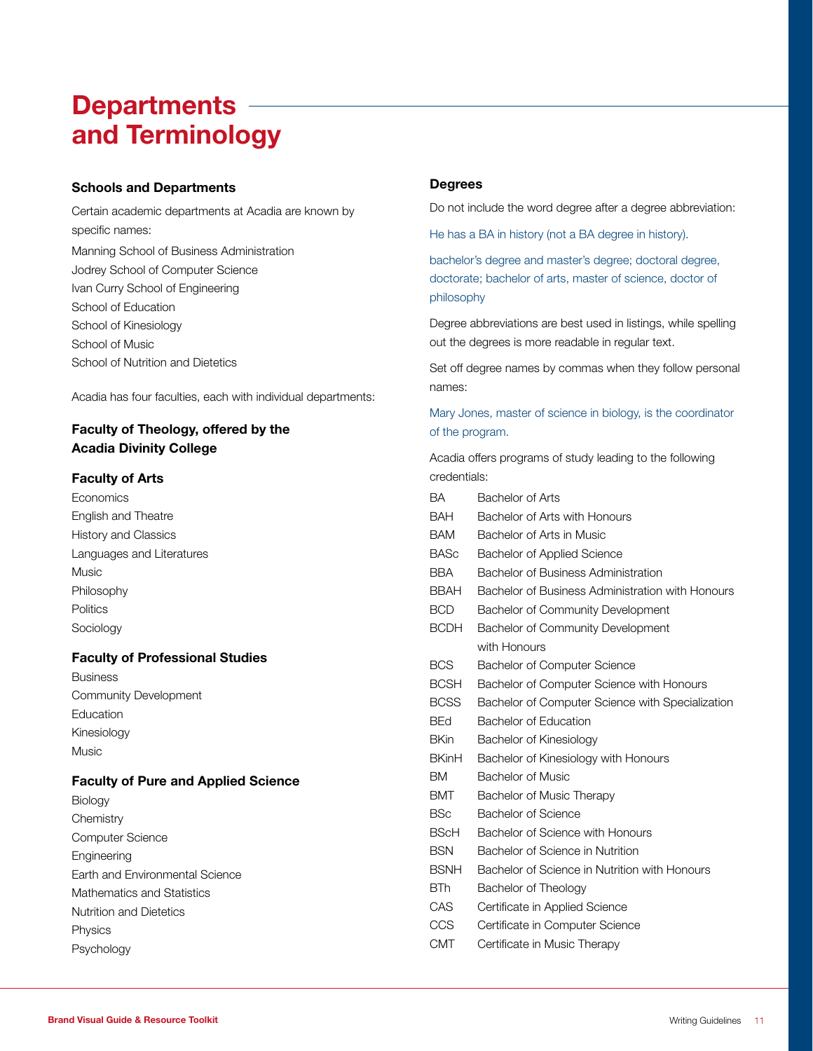# Departments and Terminology

### Schools and Departments

Certain academic departments at Acadia are known by specific names:

Manning School of Business Administration
Jodrey School of Computer Science
Ivan Curry School of Engineering
School of Education
School of Kinesiology
School of Music
School of Nutrition and Dietetics

Acadia has four faculties, each with individual departments:

### Faculty of Theology, offered by the Acadia Divinity College

### Faculty of Arts

Economics
English and Theatre
History and Classics
Languages and Literatures
Music
Philosophy
Politics
Sociology

### Faculty of Professional Studies

Business
Community Development
Education
Kinesiology
Music

### Faculty of Pure and Applied Science

Biology
Chemistry
Computer Science
Engineering
Earth and Environmental Science
Mathematics and Statistics
Nutrition and Dietetics
Physics
Psychology

### Degrees

Do not include the word degree after a degree abbreviation:

He has a BA in history (not a BA degree in history).

bachelor's degree and master's degree; doctoral degree, doctorate; bachelor of arts, master of science, doctor of philosophy

Degree abbreviations are best used in listings, while spelling out the degrees is more readable in regular text.

Set off degree names by commas when they follow personal names:

Mary Jones, master of science in biology, is the coordinator of the program.

Acadia offers programs of study leading to the following credentials:

| | |
|---|---|
| BA | Bachelor of Arts |
| BAH | Bachelor of Arts with Honours |
| BAM | Bachelor of Arts in Music |
| BASc | Bachelor of Applied Science |
| BBA | Bachelor of Business Administration |
| BBAH | Bachelor of Business Administration with Honours |
| BCD | Bachelor of Community Development |
| BCDH | Bachelor of Community Development with Honours |
| BCS | Bachelor of Computer Science |
| BCSH | Bachelor of Computer Science with Honours |
| BCSS | Bachelor of Computer Science with Specialization |
| BEd | Bachelor of Education |
| BKin | Bachelor of Kinesiology |
| BKinH | Bachelor of Kinesiology with Honours |
| BM | Bachelor of Music |
| BMT | Bachelor of Music Therapy |
| BSc | Bachelor of Science |
| BScH | Bachelor of Science with Honours |
| BSN | Bachelor of Science in Nutrition |
| BSNH | Bachelor of Science in Nutrition with Honours |
| BTh | Bachelor of Theology |
| CAS | Certificate in Applied Science |
| CCS | Certificate in Computer Science |
| CMT | Certificate in Music Therapy |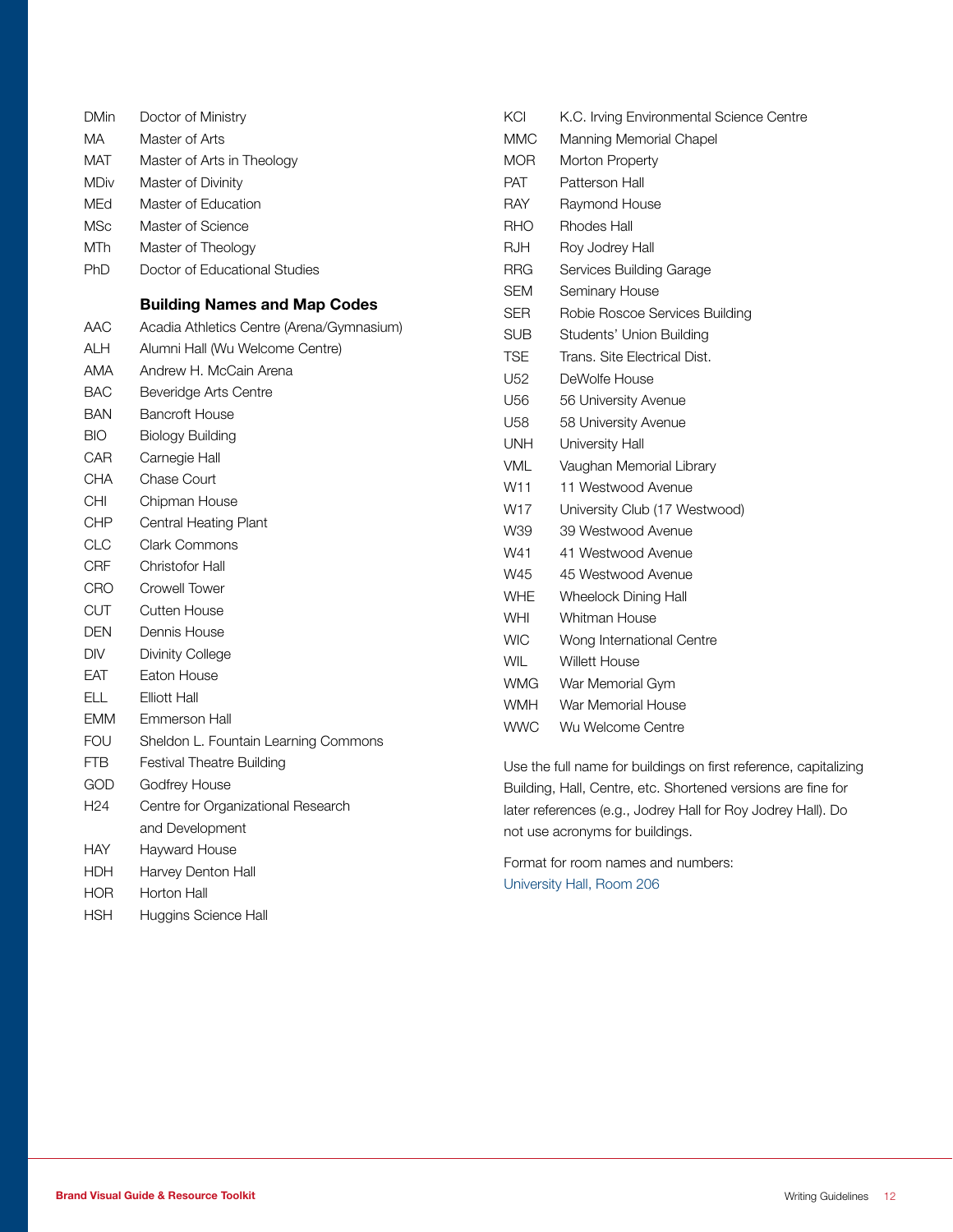| | |
|---|---|
| DMin | Doctor of Ministry |
| MA | Master of Arts |
| MAT | Master of Arts in Theology |
| MDiv | Master of Divinity |
| MEd | Master of Education |
| MSc | Master of Science |
| MTh | Master of Theology |
| PhD | Doctor of Educational Studies |

**Building Names and Map Codes**

| | |
|---|---|
| AAC | Acadia Athletics Centre (Arena/Gymnasium) |
| ALH | Alumni Hall (Wu Welcome Centre) |
| AMA | Andrew H. McCain Arena |
| BAC | Beveridge Arts Centre |
| BAN | Bancroft House |
| BIO | Biology Building |
| CAR | Carnegie Hall |
| CHA | Chase Court |
| CHI | Chipman House |
| CHP | Central Heating Plant |
| CLC | Clark Commons |
| CRF | Christofor Hall |
| CRO | Crowell Tower |
| CUT | Cutten House |
| DEN | Dennis House |
| DIV | Divinity College |
| EAT | Eaton House |
| ELL | Elliott Hall |
| EMM | Emmerson Hall |
| FOU | Sheldon L. Fountain Learning Commons |
| FTB | Festival Theatre Building |
| GOD | Godfrey House |
| H24 | Centre for Organizational Research and Development |
| HAY | Hayward House |
| HDH | Harvey Denton Hall |
| HOR | Horton Hall |
| HSH | Huggins Science Hall |
| KCI | K.C. Irving Environmental Science Centre |
| MMC | Manning Memorial Chapel |
| MOR | Morton Property |
| PAT | Patterson Hall |
| RAY | Raymond House |
| RHO | Rhodes Hall |
| RJH | Roy Jodrey Hall |
| RRG | Services Building Garage |
| SEM | Seminary House |
| SER | Robie Roscoe Services Building |
| SUB | Students' Union Building |
| TSE | Trans. Site Electrical Dist. |
| U52 | DeWolfe House |
| U56 | 56 University Avenue |
| U58 | 58 University Avenue |
| UNH | University Hall |
| VML | Vaughan Memorial Library |
| W11 | 11 Westwood Avenue |
| W17 | University Club (17 Westwood) |
| W39 | 39 Westwood Avenue |
| W41 | 41 Westwood Avenue |
| W45 | 45 Westwood Avenue |
| WHE | Wheelock Dining Hall |
| WHI | Whitman House |
| WIC | Wong International Centre |
| WIL | Willett House |
| WMG | War Memorial Gym |
| WMH | War Memorial House |
| WWC | Wu Welcome Centre |

Use the full name for buildings on first reference, capitalizing Building, Hall, Centre, etc. Shortened versions are fine for later references (e.g., Jodrey Hall for Roy Jodrey Hall). Do not use acronyms for buildings.

Format for room names and numbers:
University Hall, Room 206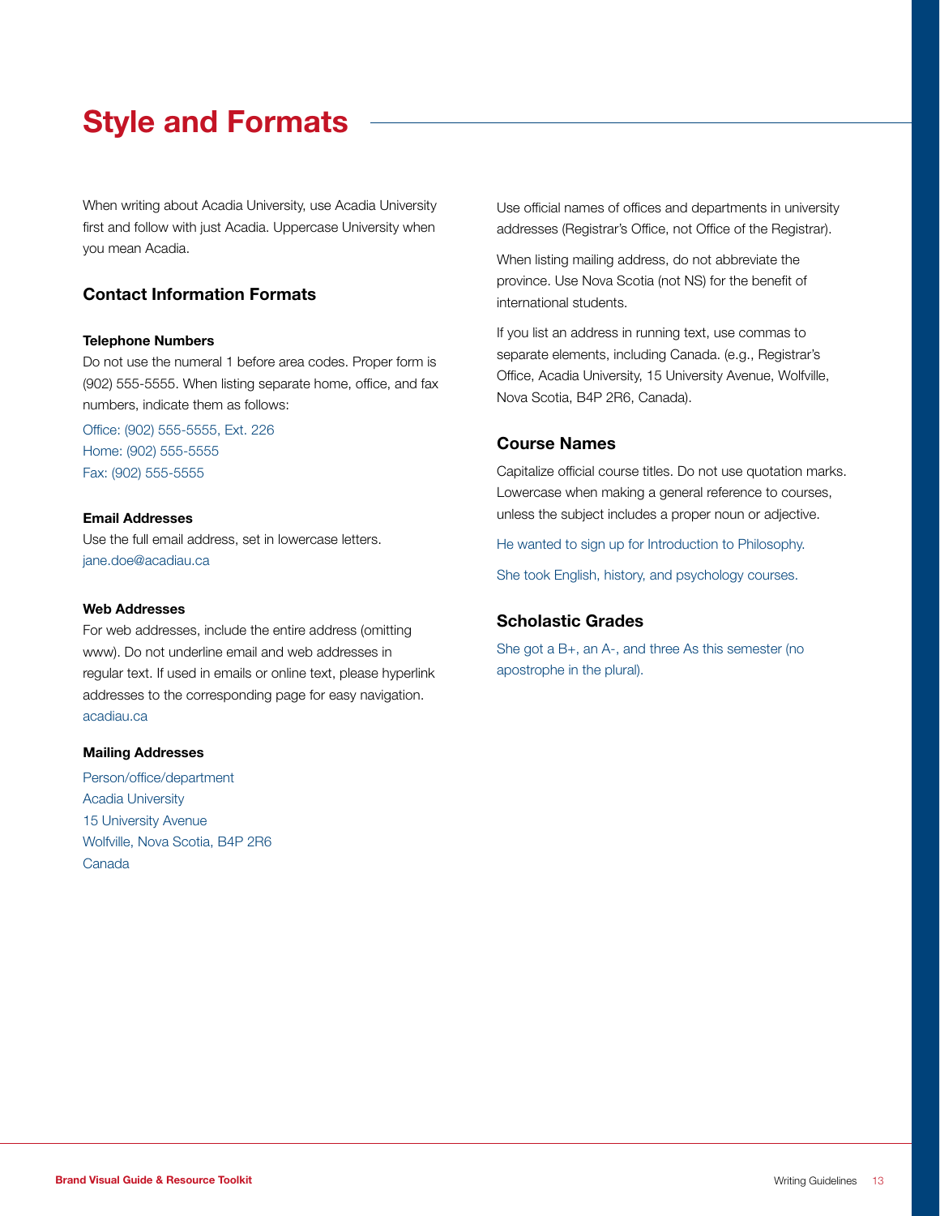# Style and Formats

When writing about Acadia University, use Acadia University first and follow with just Acadia. Uppercase University when you mean Acadia.

## Contact Information Formats

**Telephone Numbers**

Do not use the numeral 1 before area codes. Proper form is (902) 555-5555. When listing separate home, office, and fax numbers, indicate them as follows:

Office: (902) 555-5555, Ext. 226
Home: (902) 555-5555
Fax: (902) 555-5555

**Email Addresses**

Use the full email address, set in lowercase letters.
jane.doe@acadiau.ca

**Web Addresses**

For web addresses, include the entire address (omitting www). Do not underline email and web addresses in regular text. If used in emails or online text, please hyperlink addresses to the corresponding page for easy navigation.
acadiau.ca

**Mailing Addresses**

Person/office/department
Acadia University
15 University Avenue
Wolfville, Nova Scotia, B4P 2R6
Canada

Use official names of offices and departments in university addresses (Registrar's Office, not Office of the Registrar).

When listing mailing address, do not abbreviate the province. Use Nova Scotia (not NS) for the benefit of international students.

If you list an address in running text, use commas to separate elements, including Canada. (e.g., Registrar's Office, Acadia University, 15 University Avenue, Wolfville, Nova Scotia, B4P 2R6, Canada).

## Course Names

Capitalize official course titles. Do not use quotation marks. Lowercase when making a general reference to courses, unless the subject includes a proper noun or adjective.

He wanted to sign up for Introduction to Philosophy.

She took English, history, and psychology courses.

## Scholastic Grades

She got a B+, an A-, and three As this semester (no apostrophe in the plural).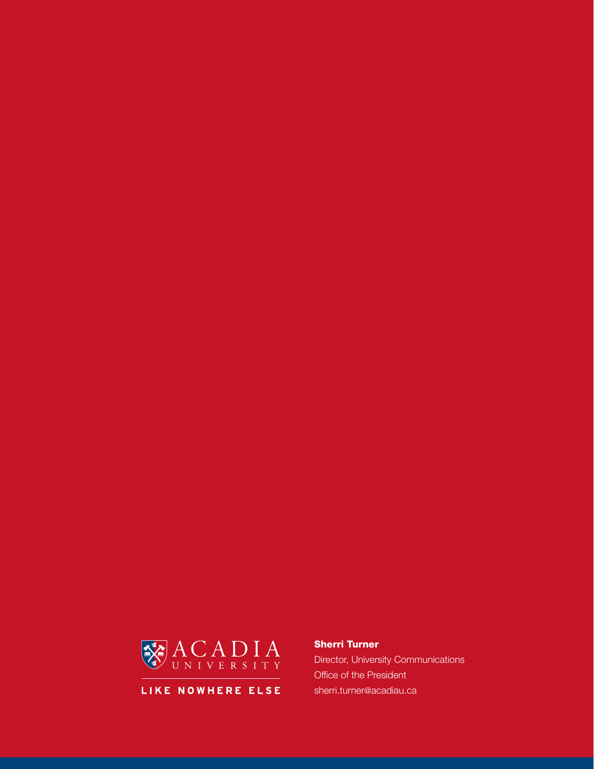ACADIA UNIVERSITY

LIKE NOWHERE ELSE

**Sherri Turner**

Director, University Communications

Office of the President

sherri.turner@acadiau.ca